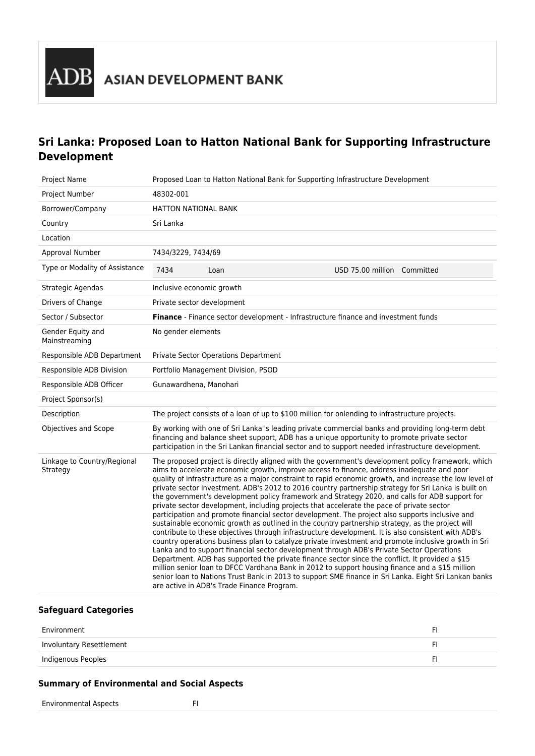ADB ASIAN DEVELOPMENT BANK

# Sri Lanka: Proposed Loan to Hatton National Bank for Supporting Infrastructure Development

| | |
|---|---|
| Project Name | Proposed Loan to Hatton National Bank for Supporting Infrastructure Development |
| Project Number | 48302-001 |
| Borrower/Company | HATTON NATIONAL BANK |
| Country | Sri Lanka |
| Location | |
| Approval Number | 7434/3229, 7434/69 |
| Type or Modality of Assistance | 7434 Loan USD 75.00 million Committed |
| Strategic Agendas | Inclusive economic growth |
| Drivers of Change | Private sector development |
| Sector / Subsector | **Finance** - Finance sector development - Infrastructure finance and investment funds |
| Gender Equity and Mainstreaming | No gender elements |
| Responsible ADB Department | Private Sector Operations Department |
| Responsible ADB Division | Portfolio Management Division, PSOD |
| Responsible ADB Officer | Gunawardhena, Manohari |
| Project Sponsor(s) | |
| Description | The project consists of a loan of up to $100 million for onlending to infrastructure projects. |
| Objectives and Scope | By working with one of Sri Lanka''s leading private commercial banks and providing long-term debt financing and balance sheet support, ADB has a unique opportunity to promote private sector participation in the Sri Lankan financial sector and to support needed infrastructure development. |
| Linkage to Country/Regional Strategy | The proposed project is directly aligned with the government's development policy framework, which aims to accelerate economic growth, improve access to finance, address inadequate and poor quality of infrastructure as a major constraint to rapid economic growth, and increase the low level of private sector investment. ADB's 2012 to 2016 country partnership strategy for Sri Lanka is built on the government's development policy framework and Strategy 2020, and calls for ADB support for private sector development, including projects that accelerate the pace of private sector participation and promote financial sector development. The project also supports inclusive and sustainable economic growth as outlined in the country partnership strategy, as the project will contribute to these objectives through infrastructure development. It is also consistent with ADB's country operations business plan to catalyze private investment and promote inclusive growth in Sri Lanka and to support financial sector development through ADB's Private Sector Operations Department. ADB has supported the private finance sector since the conflict. It provided a $15 million senior loan to DFCC Vardhana Bank in 2012 to support housing finance and a $15 million senior loan to Nations Trust Bank in 2013 to support SME finance in Sri Lanka. Eight Sri Lankan banks are active in ADB's Trade Finance Program. |

### Safeguard Categories

| | |
|---|---|
| Environment | FI |
| Involuntary Resettlement | FI |
| Indigenous Peoples | FI |

### Summary of Environmental and Social Aspects

| | |
|---|---|
| Environmental Aspects | FI |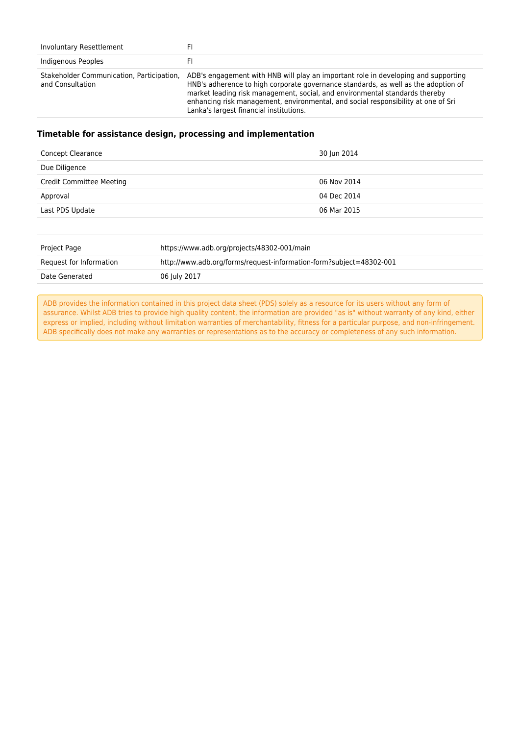| | |
|---|---|
| Involuntary Resettlement | FI |
| Indigenous Peoples | FI |
| Stakeholder Communication, Participation, and Consultation | ADB's engagement with HNB will play an important role in developing and supporting HNB's adherence to high corporate governance standards, as well as the adoption of market leading risk management, social, and environmental standards thereby enhancing risk management, environmental, and social responsibility at one of Sri Lanka's largest financial institutions. |

### Timetable for assistance design, processing and implementation

| | |
|---|---|
| Concept Clearance | 30 Jun 2014 |
| Due Diligence | |
| Credit Committee Meeting | 06 Nov 2014 |
| Approval | 04 Dec 2014 |
| Last PDS Update | 06 Mar 2015 |

| | |
|---|---|
| Project Page | https://www.adb.org/projects/48302-001/main |
| Request for Information | http://www.adb.org/forms/request-information-form?subject=48302-001 |
| Date Generated | 06 July 2017 |

ADB provides the information contained in this project data sheet (PDS) solely as a resource for its users without any form of assurance. Whilst ADB tries to provide high quality content, the information are provided "as is" without warranty of any kind, either express or implied, including without limitation warranties of merchantability, fitness for a particular purpose, and non-infringement. ADB specifically does not make any warranties or representations as to the accuracy or completeness of any such information.